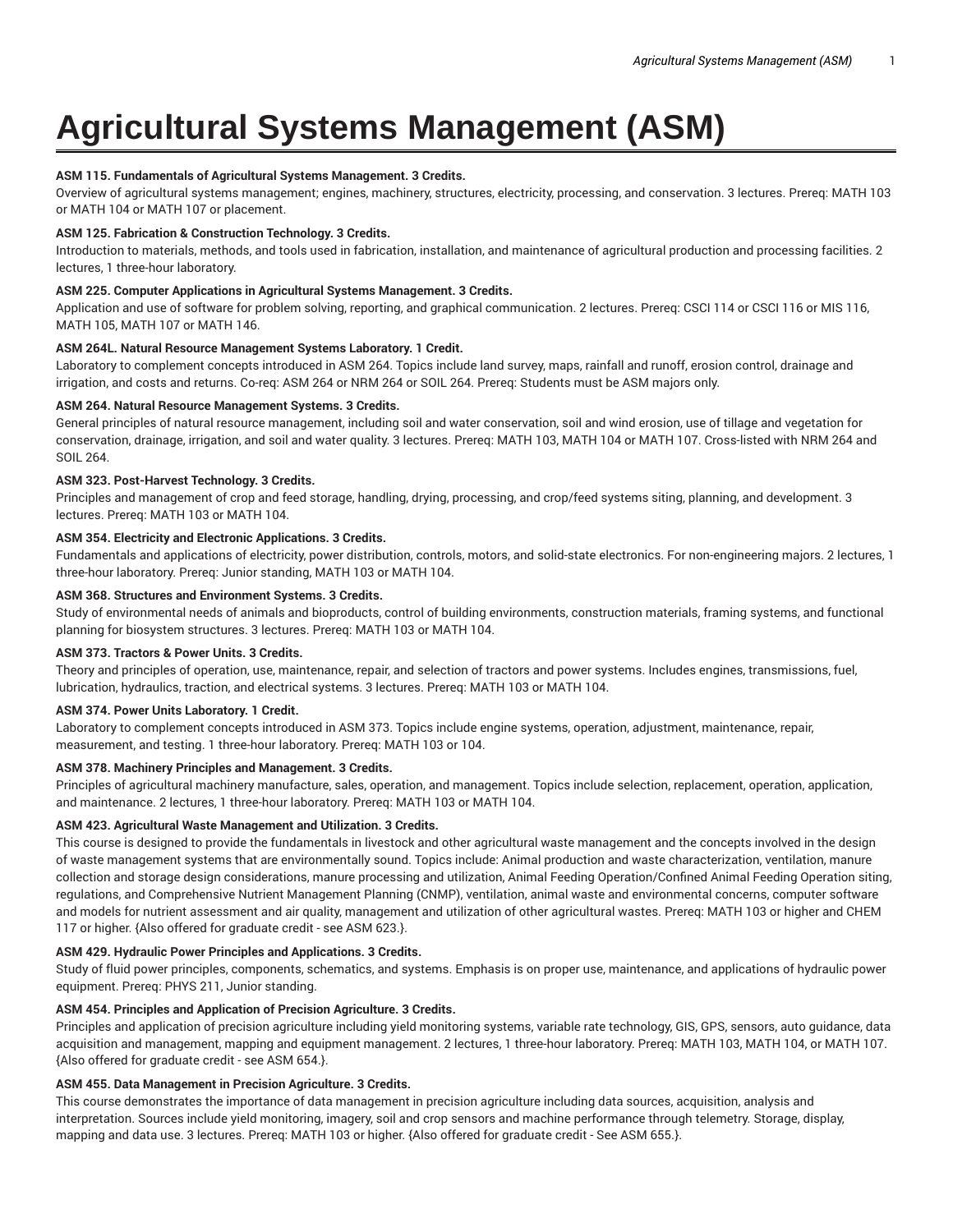# Agricultural Systems Management (ASM)

**ASM 115. Fundamentals of Agricultural Systems Management. 3 Credits.**
Overview of agricultural systems management; engines, machinery, structures, electricity, processing, and conservation. 3 lectures. Prereq: MATH 103 or MATH 104 or MATH 107 or placement.

**ASM 125. Fabrication & Construction Technology. 3 Credits.**
Introduction to materials, methods, and tools used in fabrication, installation, and maintenance of agricultural production and processing facilities. 2 lectures, 1 three-hour laboratory.

**ASM 225. Computer Applications in Agricultural Systems Management. 3 Credits.**
Application and use of software for problem solving, reporting, and graphical communication. 2 lectures. Prereq: CSCI 114 or CSCI 116 or MIS 116, MATH 105, MATH 107 or MATH 146.

**ASM 264L. Natural Resource Management Systems Laboratory. 1 Credit.**
Laboratory to complement concepts introduced in ASM 264. Topics include land survey, maps, rainfall and runoff, erosion control, drainage and irrigation, and costs and returns. Co-req: ASM 264 or NRM 264 or SOIL 264. Prereq: Students must be ASM majors only.

**ASM 264. Natural Resource Management Systems. 3 Credits.**
General principles of natural resource management, including soil and water conservation, soil and wind erosion, use of tillage and vegetation for conservation, drainage, irrigation, and soil and water quality. 3 lectures. Prereq: MATH 103, MATH 104 or MATH 107. Cross-listed with NRM 264 and SOIL 264.

**ASM 323. Post-Harvest Technology. 3 Credits.**
Principles and management of crop and feed storage, handling, drying, processing, and crop/feed systems siting, planning, and development. 3 lectures. Prereq: MATH 103 or MATH 104.

**ASM 354. Electricity and Electronic Applications. 3 Credits.**
Fundamentals and applications of electricity, power distribution, controls, motors, and solid-state electronics. For non-engineering majors. 2 lectures, 1 three-hour laboratory. Prereq: Junior standing, MATH 103 or MATH 104.

**ASM 368. Structures and Environment Systems. 3 Credits.**
Study of environmental needs of animals and bioproducts, control of building environments, construction materials, framing systems, and functional planning for biosystem structures. 3 lectures. Prereq: MATH 103 or MATH 104.

**ASM 373. Tractors & Power Units. 3 Credits.**
Theory and principles of operation, use, maintenance, repair, and selection of tractors and power systems. Includes engines, transmissions, fuel, lubrication, hydraulics, traction, and electrical systems. 3 lectures. Prereq: MATH 103 or MATH 104.

**ASM 374. Power Units Laboratory. 1 Credit.**
Laboratory to complement concepts introduced in ASM 373. Topics include engine systems, operation, adjustment, maintenance, repair, measurement, and testing. 1 three-hour laboratory. Prereq: MATH 103 or 104.

**ASM 378. Machinery Principles and Management. 3 Credits.**
Principles of agricultural machinery manufacture, sales, operation, and management. Topics include selection, replacement, operation, application, and maintenance. 2 lectures, 1 three-hour laboratory. Prereq: MATH 103 or MATH 104.

**ASM 423. Agricultural Waste Management and Utilization. 3 Credits.**
This course is designed to provide the fundamentals in livestock and other agricultural waste management and the concepts involved in the design of waste management systems that are environmentally sound. Topics include: Animal production and waste characterization, ventilation, manure collection and storage design considerations, manure processing and utilization, Animal Feeding Operation/Confined Animal Feeding Operation siting, regulations, and Comprehensive Nutrient Management Planning (CNMP), ventilation, animal waste and environmental concerns, computer software and models for nutrient assessment and air quality, management and utilization of other agricultural wastes. Prereq: MATH 103 or higher and CHEM 117 or higher. {Also offered for graduate credit - see ASM 623.}.

**ASM 429. Hydraulic Power Principles and Applications. 3 Credits.**
Study of fluid power principles, components, schematics, and systems. Emphasis is on proper use, maintenance, and applications of hydraulic power equipment. Prereq: PHYS 211, Junior standing.

**ASM 454. Principles and Application of Precision Agriculture. 3 Credits.**
Principles and application of precision agriculture including yield monitoring systems, variable rate technology, GIS, GPS, sensors, auto guidance, data acquisition and management, mapping and equipment management. 2 lectures, 1 three-hour laboratory. Prereq: MATH 103, MATH 104, or MATH 107. {Also offered for graduate credit - see ASM 654.}.

**ASM 455. Data Management in Precision Agriculture. 3 Credits.**
This course demonstrates the importance of data management in precision agriculture including data sources, acquisition, analysis and interpretation. Sources include yield monitoring, imagery, soil and crop sensors and machine performance through telemetry. Storage, display, mapping and data use. 3 lectures. Prereq: MATH 103 or higher. {Also offered for graduate credit - See ASM 655.}.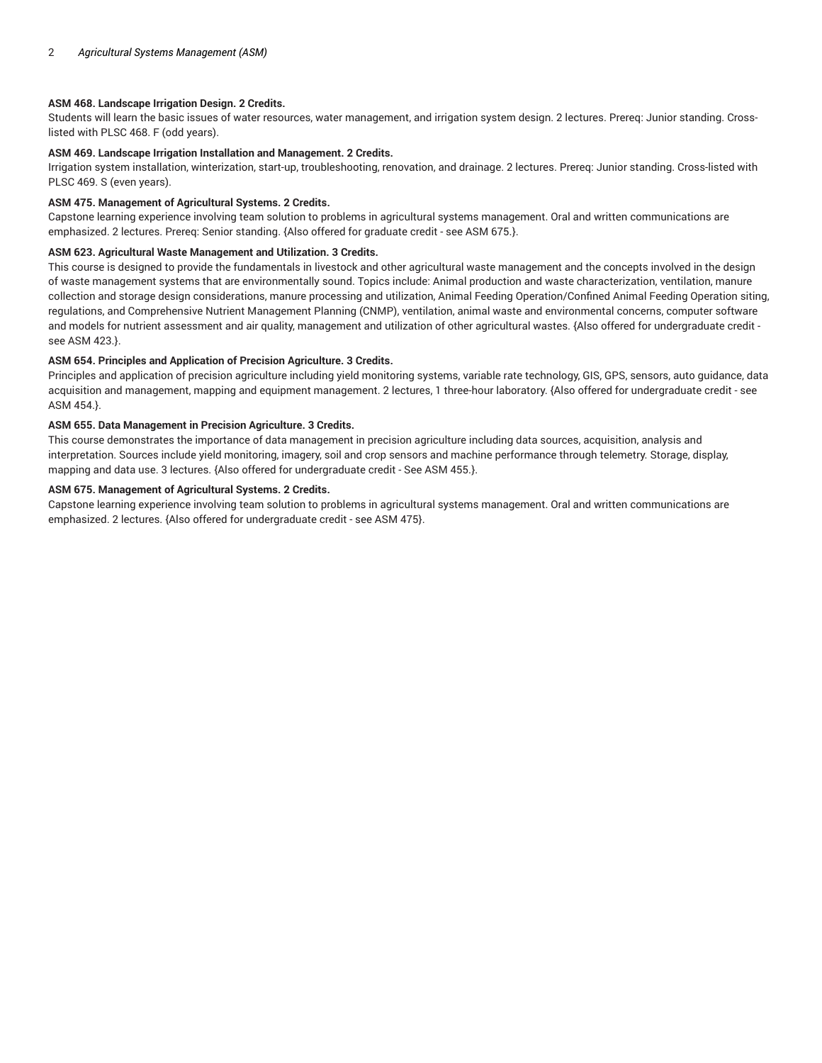**ASM 468. Landscape Irrigation Design. 2 Credits.**

Students will learn the basic issues of water resources, water management, and irrigation system design. 2 lectures. Prereq: Junior standing. Cross-listed with PLSC 468. F (odd years).

**ASM 469. Landscape Irrigation Installation and Management. 2 Credits.**

Irrigation system installation, winterization, start-up, troubleshooting, renovation, and drainage. 2 lectures. Prereq: Junior standing. Cross-listed with PLSC 469. S (even years).

**ASM 475. Management of Agricultural Systems. 2 Credits.**

Capstone learning experience involving team solution to problems in agricultural systems management. Oral and written communications are emphasized. 2 lectures. Prereq: Senior standing. {Also offered for graduate credit - see ASM 675.}.

**ASM 623. Agricultural Waste Management and Utilization. 3 Credits.**

This course is designed to provide the fundamentals in livestock and other agricultural waste management and the concepts involved in the design of waste management systems that are environmentally sound. Topics include: Animal production and waste characterization, ventilation, manure collection and storage design considerations, manure processing and utilization, Animal Feeding Operation/Confined Animal Feeding Operation siting, regulations, and Comprehensive Nutrient Management Planning (CNMP), ventilation, animal waste and environmental concerns, computer software and models for nutrient assessment and air quality, management and utilization of other agricultural wastes. {Also offered for undergraduate credit - see ASM 423.}.

**ASM 654. Principles and Application of Precision Agriculture. 3 Credits.**

Principles and application of precision agriculture including yield monitoring systems, variable rate technology, GIS, GPS, sensors, auto guidance, data acquisition and management, mapping and equipment management. 2 lectures, 1 three-hour laboratory. {Also offered for undergraduate credit - see ASM 454.}.

**ASM 655. Data Management in Precision Agriculture. 3 Credits.**

This course demonstrates the importance of data management in precision agriculture including data sources, acquisition, analysis and interpretation. Sources include yield monitoring, imagery, soil and crop sensors and machine performance through telemetry. Storage, display, mapping and data use. 3 lectures. {Also offered for undergraduate credit - See ASM 455.}.

**ASM 675. Management of Agricultural Systems. 2 Credits.**

Capstone learning experience involving team solution to problems in agricultural systems management. Oral and written communications are emphasized. 2 lectures. {Also offered for undergraduate credit - see ASM 475}.